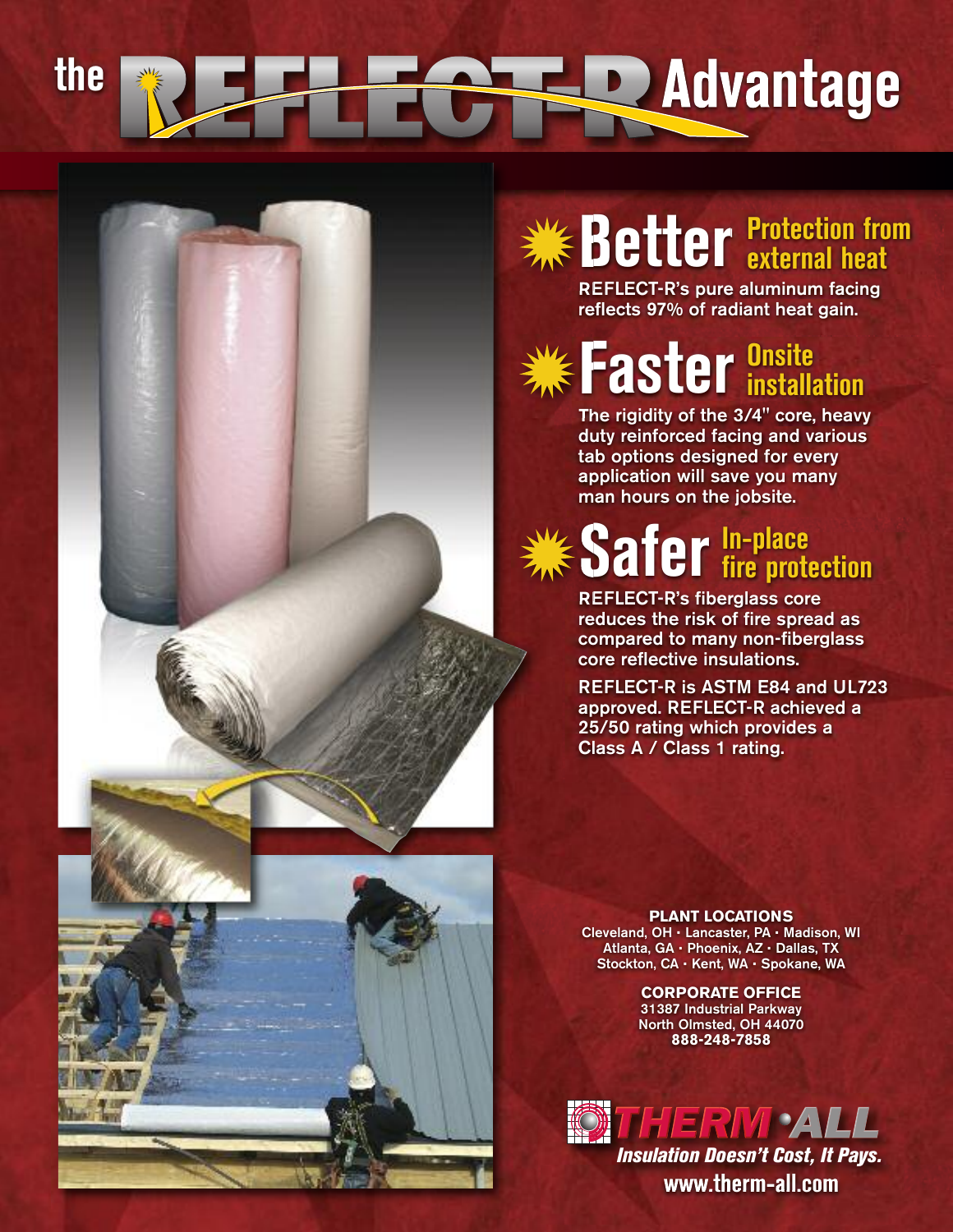# the REFLECT-R Advantage

## Better — Protection from external heat

REFLECT-R's pure aluminum facing reflects 97% of radiant heat gain.

## Faster — Onsite installation

The rigidity of the 3/4" core, heavy duty reinforced facing and various tab options designed for every application will save you many man hours on the jobsite.

## Safer — In-place fire protection

REFLECT-R's fiberglass core reduces the risk of fire spread as compared to many non-fiberglass core reflective insulations.

REFLECT-R is ASTM E84 and UL723 approved. REFLECT-R achieved a 25/50 rating which provides a Class A / Class 1 rating.

**PLANT LOCATIONS**
Cleveland, OH · Lancaster, PA · Madison, WI
Atlanta, GA · Phoenix, AZ · Dallas, TX
Stockton, CA · Kent, WA · Spokane, WA

**CORPORATE OFFICE**
31387 Industrial Parkway
North Olmsted, OH 44070
**888-248-7858**

**THERM·ALL**
*Insulation Doesn't Cost, It Pays.*
**www.therm-all.com**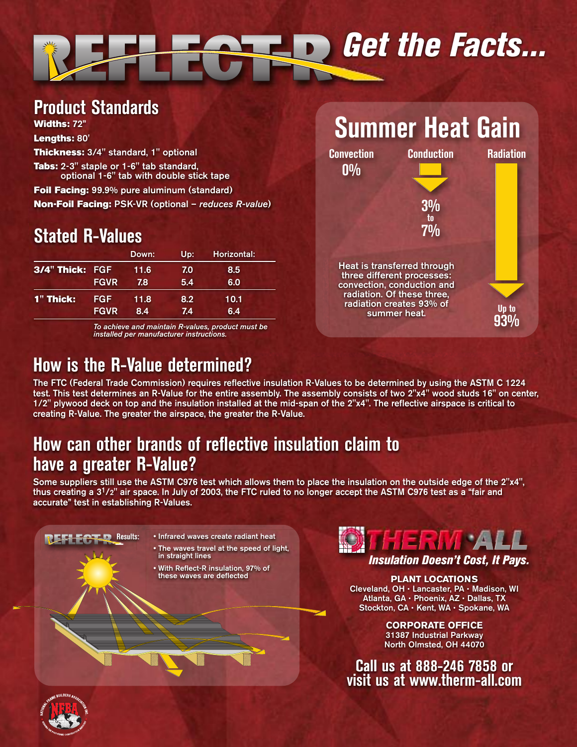# REFLECT-R Get the Facts...

## Product Standards

**Widths:** 72"

**Lengths:** 80'

**Thickness:** 3/4" standard, 1" optional

**Tabs:** 2-3" staple or 1-6" tab standard, optional 1-6" tab with double stick tape

**Foil Facing:** 99.9% pure aluminum (standard)

**Non-Foil Facing:** PSK-VR (optional – *reduces R-value*)

## Stated R-Values

| | | Down: | Up: | Horizontal: |
|---|---|---|---|---|
| **3/4" Thick:** | **FGF** | 11.6 | 7.0 | 8.5 |
| | **FGVR** | 7.8 | 5.4 | 6.0 |
| **1" Thick:** | **FGF** | 11.8 | 8.2 | 10.1 |
| | **FGVR** | 8.4 | 7.4 | 6.4 |

*To achieve and maintain R-values, product must be installed per manufacturer instructions.*

## Summer Heat Gain

Convection
0%

Conduction
3% to 7%

Radiation
Up to 93%

Heat is transferred through three different processes: convection, conduction and radiation. Of these three, radiation creates 93% of summer heat.

## How is the R-Value determined?

The FTC (Federal Trade Commission) requires reflective insulation R-Values to be determined by using the ASTM C 1224 test. This test determines an R-Value for the entire assembly. The assembly consists of two 2"x4" wood studs 16" on center, 1/2" plywood deck on top and the insulation installed at the mid-span of the 2"x4". The reflective airspace is critical to creating R-Value. The greater the airspace, the greater the R-Value.

## How can other brands of reflective insulation claim to have a greater R-Value?

Some suppliers still use the ASTM C976 test which allows them to place the insulation on the outside edge of the 2"x4", thus creating a 3 1/2" air space. In July of 2003, the FTC ruled to no longer accept the ASTM C976 test as a "fair and accurate" test in establishing R-Values.

**REFLECT-R Results:**

- Infrared waves create radiant heat
- The waves travel at the speed of light, in straight lines
- With Reflect-R insulation, 97% of these waves are deflected

**THERM-ALL**
*Insulation Doesn't Cost, It Pays.*

**PLANT LOCATIONS**
Cleveland, OH · Lancaster, PA · Madison, WI
Atlanta, GA · Phoenix, AZ · Dallas, TX
Stockton, CA · Kent, WA · Spokane, WA

**CORPORATE OFFICE**
31387 Industrial Parkway
North Olmsted, OH 44070

**Call us at 888-246 7858 or visit us at www.therm-all.com**